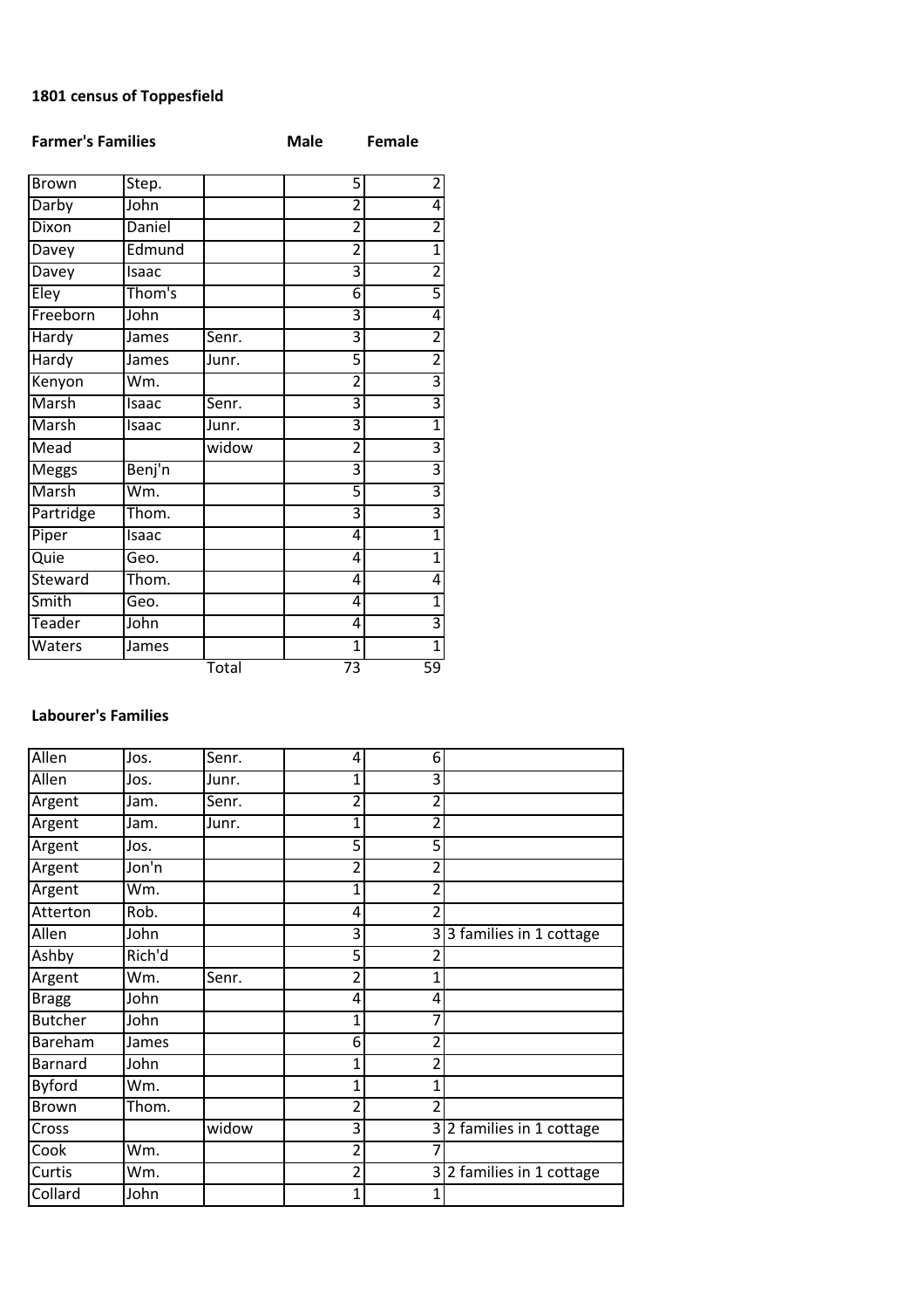**1801 census of Toppesfield**

**Farmer's Families**

| | | | Male | Female |
|---|---|---|---|---|
| Brown | Step. | | 5 | 2 |
| Darby | John | | 2 | 4 |
| Dixon | Daniel | | 2 | 2 |
| Davey | Edmund | | 2 | 1 |
| Davey | Isaac | | 3 | 2 |
| Eley | Thom's | | 6 | 5 |
| Freeborn | John | | 3 | 4 |
| Hardy | James | Senr. | 3 | 2 |
| Hardy | James | Junr. | 5 | 2 |
| Kenyon | Wm. | | 2 | 3 |
| Marsh | Isaac | Senr. | 3 | 3 |
| Marsh | Isaac | Junr. | 3 | 1 |
| Mead | | widow | 2 | 3 |
| Meggs | Benj'n | | 3 | 3 |
| Marsh | Wm. | | 5 | 3 |
| Partridge | Thom. | | 3 | 3 |
| Piper | Isaac | | 4 | 1 |
| Quie | Geo. | | 4 | 1 |
| Steward | Thom. | | 4 | 4 |
| Smith | Geo. | | 4 | 1 |
| Teader | John | | 4 | 3 |
| Waters | James | | 1 | 1 |
| | | Total | 73 | 59 |

**Labourer's Families**

| | | | | | |
|---|---|---|---|---|---|
| Allen | Jos. | Senr. | 4 | 6 | |
| Allen | Jos. | Junr. | 1 | 3 | |
| Argent | Jam. | Senr. | 2 | 2 | |
| Argent | Jam. | Junr. | 1 | 2 | |
| Argent | Jos. | | 5 | 5 | |
| Argent | Jon'n | | 2 | 2 | |
| Argent | Wm. | | 1 | 2 | |
| Atterton | Rob. | | 4 | 2 | |
| Allen | John | | 3 | 3 | 3 families in 1 cottage |
| Ashby | Rich'd | | 5 | 2 | |
| Argent | Wm. | Senr. | 2 | 1 | |
| Bragg | John | | 4 | 4 | |
| Butcher | John | | 1 | 7 | |
| Bareham | James | | 6 | 2 | |
| Barnard | John | | 1 | 2 | |
| Byford | Wm. | | 1 | 1 | |
| Brown | Thom. | | 2 | 2 | |
| Cross | | widow | 3 | 3 | 2 families in 1 cottage |
| Cook | Wm. | | 2 | 7 | |
| Curtis | Wm. | | 2 | 3 | 2 families in 1 cottage |
| Collard | John | | 1 | 1 | |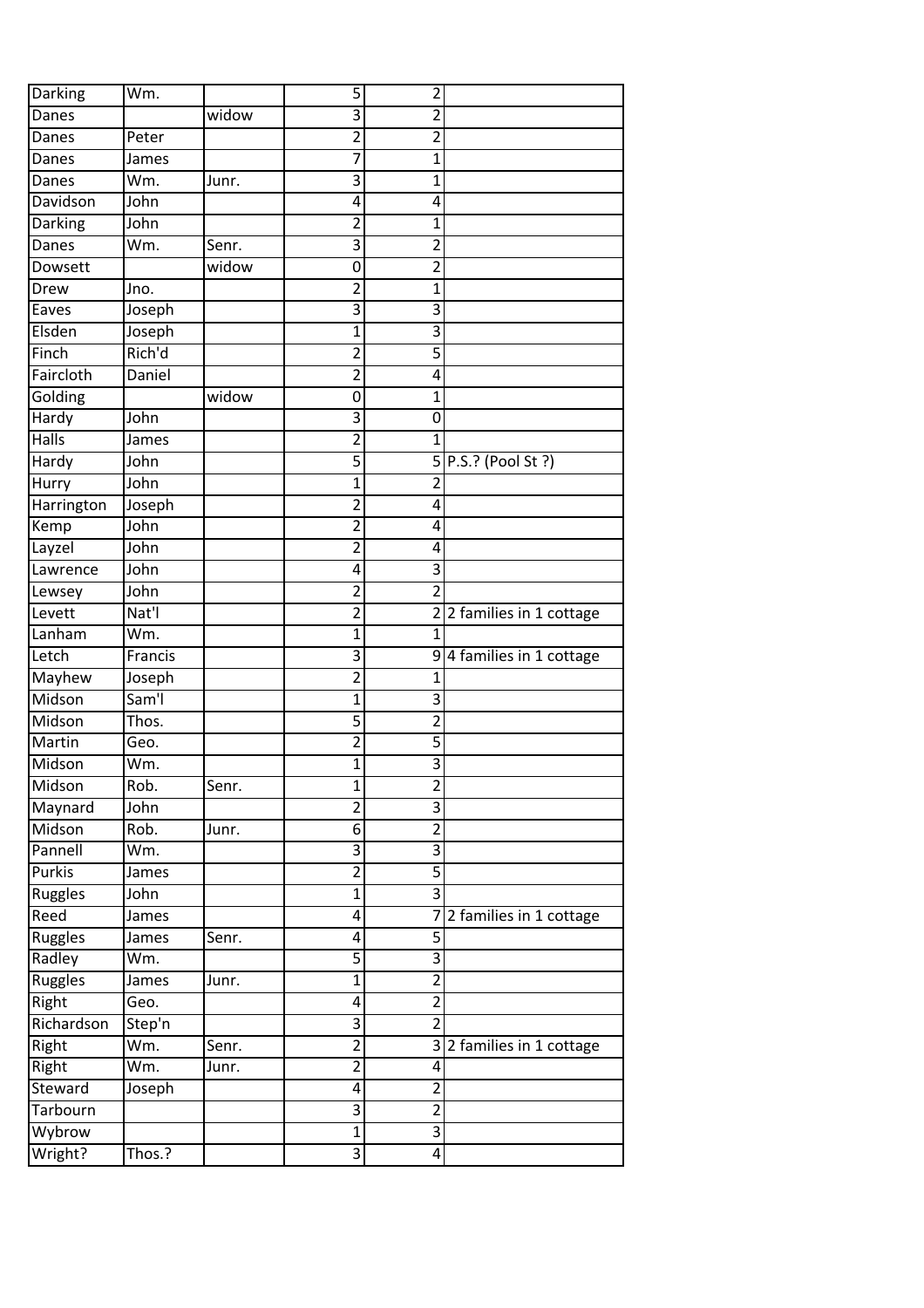| Darking | Wm. | | 5 | 2 | |
|---|---|---|---|---|---|
| Danes | | widow | 3 | 2 | |
| Danes | Peter | | 2 | 2 | |
| Danes | James | | 7 | 1 | |
| Danes | Wm. | Junr. | 3 | 1 | |
| Davidson | John | | 4 | 4 | |
| Darking | John | | 2 | 1 | |
| Danes | Wm. | Senr. | 3 | 2 | |
| Dowsett | | widow | 0 | 2 | |
| Drew | Jno. | | 2 | 1 | |
| Eaves | Joseph | | 3 | 3 | |
| Elsden | Joseph | | 1 | 3 | |
| Finch | Rich'd | | 2 | 5 | |
| Faircloth | Daniel | | 2 | 4 | |
| Golding | | widow | 0 | 1 | |
| Hardy | John | | 3 | 0 | |
| Halls | James | | 2 | 1 | |
| Hardy | John | | 5 | 5 | P.S.? (Pool St ?) |
| Hurry | John | | 1 | 2 | |
| Harrington | Joseph | | 2 | 4 | |
| Kemp | John | | 2 | 4 | |
| Layzel | John | | 2 | 4 | |
| Lawrence | John | | 4 | 3 | |
| Lewsey | John | | 2 | 2 | |
| Levett | Nat'l | | 2 | 2 | 2 families in 1 cottage |
| Lanham | Wm. | | 1 | 1 | |
| Letch | Francis | | 3 | 9 | 4 families in 1 cottage |
| Mayhew | Joseph | | 2 | 1 | |
| Midson | Sam'l | | 1 | 3 | |
| Midson | Thos. | | 5 | 2 | |
| Martin | Geo. | | 2 | 5 | |
| Midson | Wm. | | 1 | 3 | |
| Midson | Rob. | Senr. | 1 | 2 | |
| Maynard | John | | 2 | 3 | |
| Midson | Rob. | Junr. | 6 | 2 | |
| Pannell | Wm. | | 3 | 3 | |
| Purkis | James | | 2 | 5 | |
| Ruggles | John | | 1 | 3 | |
| Reed | James | | 4 | 7 | 2 families in 1 cottage |
| Ruggles | James | Senr. | 4 | 5 | |
| Radley | Wm. | | 5 | 3 | |
| Ruggles | James | Junr. | 1 | 2 | |
| Right | Geo. | | 4 | 2 | |
| Richardson | Step'n | | 3 | 2 | |
| Right | Wm. | Senr. | 2 | 3 | 2 families in 1 cottage |
| Right | Wm. | Junr. | 2 | 4 | |
| Steward | Joseph | | 4 | 2 | |
| Tarbourn | | | 3 | 2 | |
| Wybrow | | | 1 | 3 | |
| Wright? | Thos.? | | 3 | 4 | |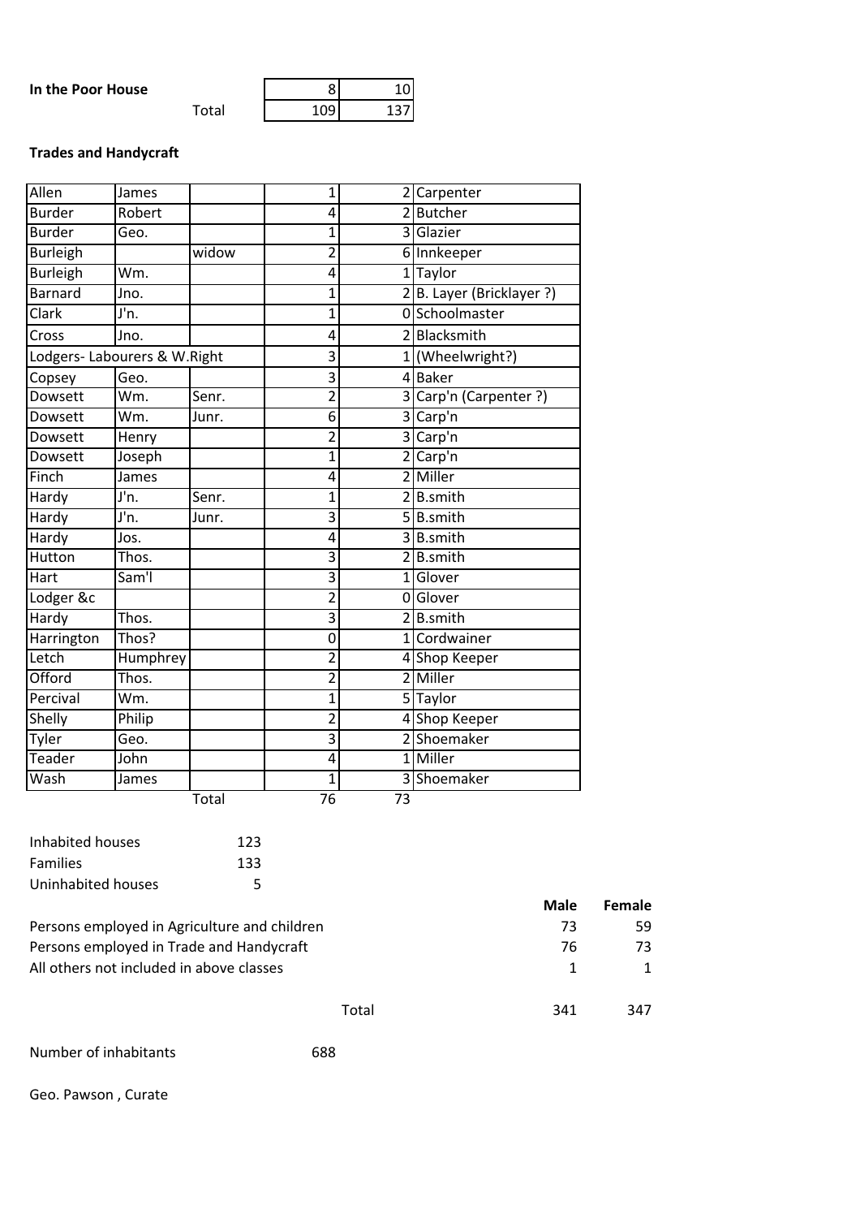**In the Poor House**

| | | |
|---|---|---|
| | 8 | 10 |
| Total | 109 | 137 |

**Trades and Handycraft**

| | | | | | |
|---|---|---|---|---|---|
| Allen | James | | 1 | 2 | Carpenter |
| Burder | Robert | | 4 | 2 | Butcher |
| Burder | Geo. | | 1 | 3 | Glazier |
| Burleigh | | widow | 2 | 6 | Innkeeper |
| Burleigh | Wm. | | 4 | 1 | Taylor |
| Barnard | Jno. | | 1 | 2 | B. Layer (Bricklayer ?) |
| Clark | J'n. | | 1 | 0 | Schoolmaster |
| Cross | Jno. | | 4 | 2 | Blacksmith |
| Lodgers- Labourers & W.Right | | | 3 | 1 | (Wheelwright?) |
| Copsey | Geo. | | 3 | 4 | Baker |
| Dowsett | Wm. | Senr. | 2 | 3 | Carp'n (Carpenter ?) |
| Dowsett | Wm. | Junr. | 6 | 3 | Carp'n |
| Dowsett | Henry | | 2 | 3 | Carp'n |
| Dowsett | Joseph | | 1 | 2 | Carp'n |
| Finch | James | | 4 | 2 | Miller |
| Hardy | J'n. | Senr. | 1 | 2 | B.smith |
| Hardy | J'n. | Junr. | 3 | 5 | B.smith |
| Hardy | Jos. | | 4 | 3 | B.smith |
| Hutton | Thos. | | 3 | 2 | B.smith |
| Hart | Sam'l | | 3 | 1 | Glover |
| Lodger &c | | | 2 | 0 | Glover |
| Hardy | Thos. | | 3 | 2 | B.smith |
| Harrington | Thos? | | 0 | 1 | Cordwainer |
| Letch | Humphrey | | 2 | 4 | Shop Keeper |
| Offord | Thos. | | 2 | 2 | Miller |
| Percival | Wm. | | 1 | 5 | Taylor |
| Shelly | Philip | | 2 | 4 | Shop Keeper |
| Tyler | Geo. | | 3 | 2 | Shoemaker |
| Teader | John | | 4 | 1 | Miller |
| Wash | James | | 1 | 3 | Shoemaker |
| | | Total | 76 | 73 | |

| | |
|---|---|
| Inhabited houses | 123 |
| Families | 133 |
| Uninhabited houses | 5 |

| | Male | Female |
|---|---|---|
| Persons employed in Agriculture and children | 73 | 59 |
| Persons employed in Trade and Handycraft | 76 | 73 |
| All others not included in above classes | 1 | 1 |
| Total | 341 | 347 |

Number of inhabitants 688

Geo. Pawson , Curate